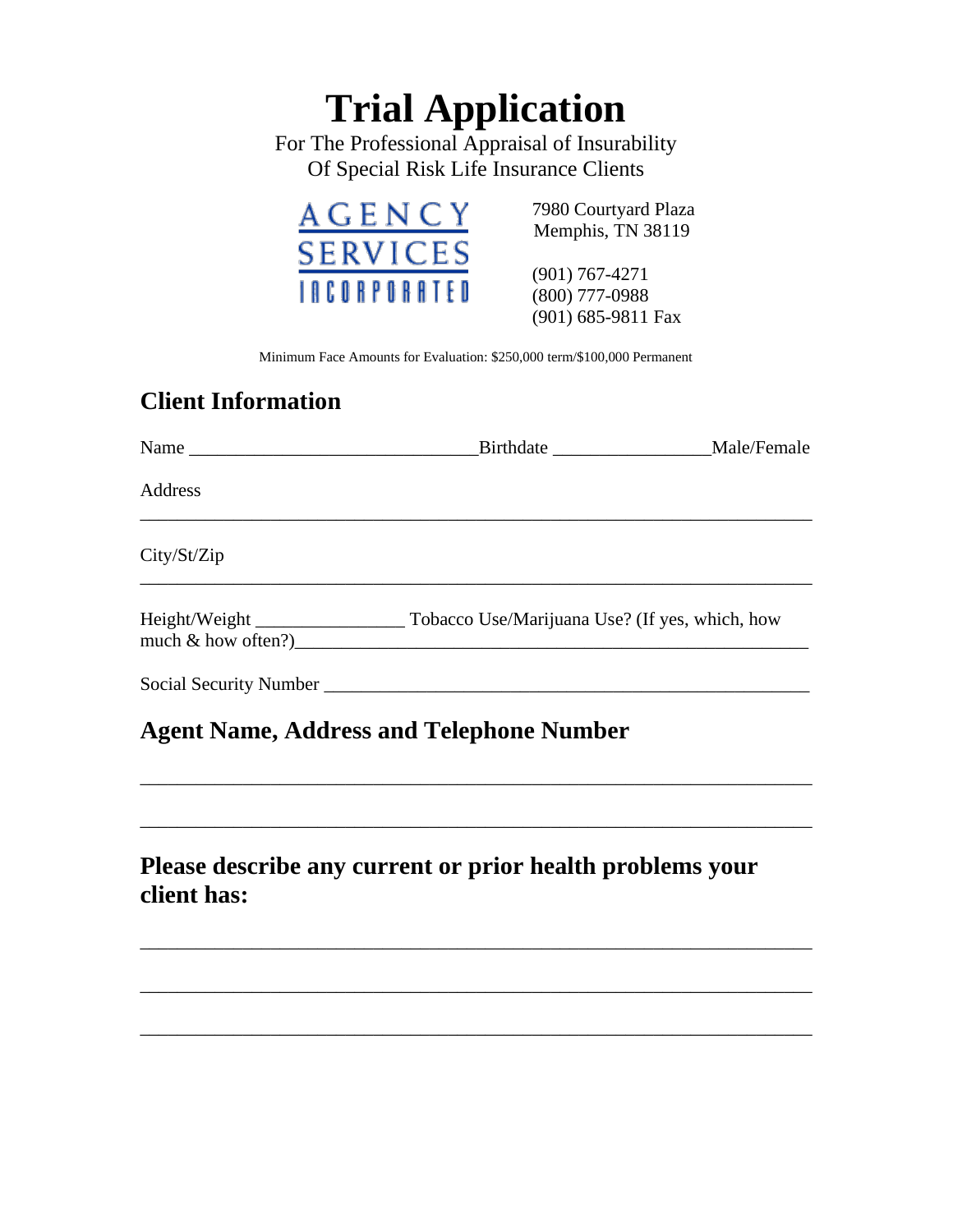# Trial Application

For The Professional Appraisal of Insurability
Of Special Risk Life Insurance Clients

AGENCY
SERVICES
INCORPORATED

7980 Courtyard Plaza
Memphis, TN 38119

(901) 767-4271
(800) 777-0988
(901) 685-9811 Fax

Minimum Face Amounts for Evaluation: $250,000 term/$100,000 Permanent

## Client Information

Name _______________________________Birthdate _________________Male/Female

Address

_________________________________________________________________________

City/St/Zip

_________________________________________________________________________

Height/Weight ________________ Tobacco Use/Marijuana Use? (If yes, which, how much & how often?)________________________________________________________

Social Security Number ____________________________________________________

## Agent Name, Address and Telephone Number

_________________________________________________________________________

_________________________________________________________________________

## Please describe any current or prior health problems your client has:

_________________________________________________________________________

_________________________________________________________________________

_________________________________________________________________________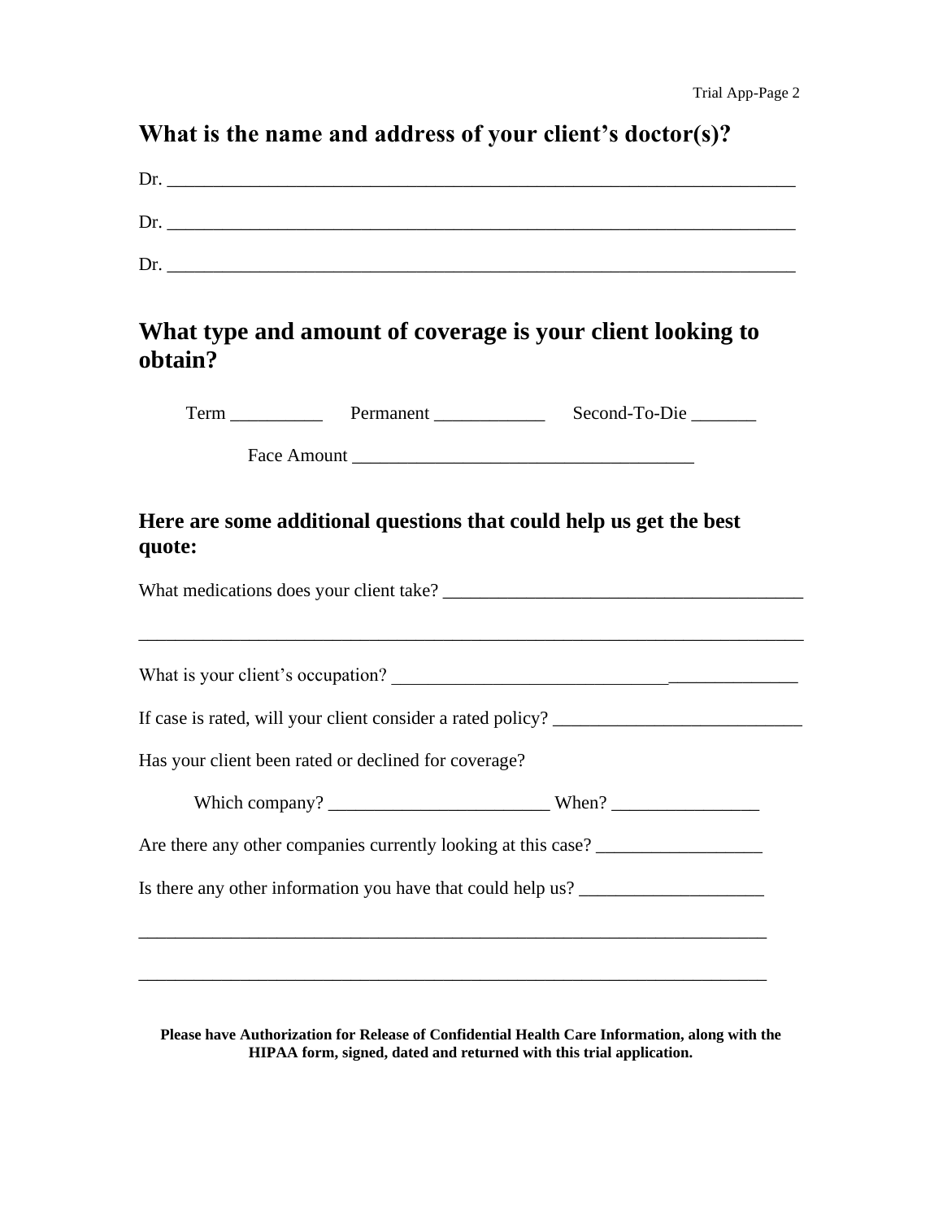## What is the name and address of your client's doctor(s)?

Dr. ______________________________________________________________________

Dr. ______________________________________________________________________

Dr. ______________________________________________________________________

## What type and amount of coverage is your client looking to obtain?

Term __________ Permanent ____________ Second-To-Die _______

Face Amount ____________________________________

### Here are some additional questions that could help us get the best quote:

What medications does your client take? ________________________________________

__________________________________________________________________________

What is your client's occupation? ____________________________________________

If case is rated, will your client consider a rated policy? ___________________________

Has your client been rated or declined for coverage?

Which company? ________________________ When? ________________

Are there any other companies currently looking at this case? __________________

Is there any other information you have that could help us? ____________________

______________________________________________________________________

______________________________________________________________________

**Please have Authorization for Release of Confidential Health Care Information, along with the HIPAA form, signed, dated and returned with this trial application.**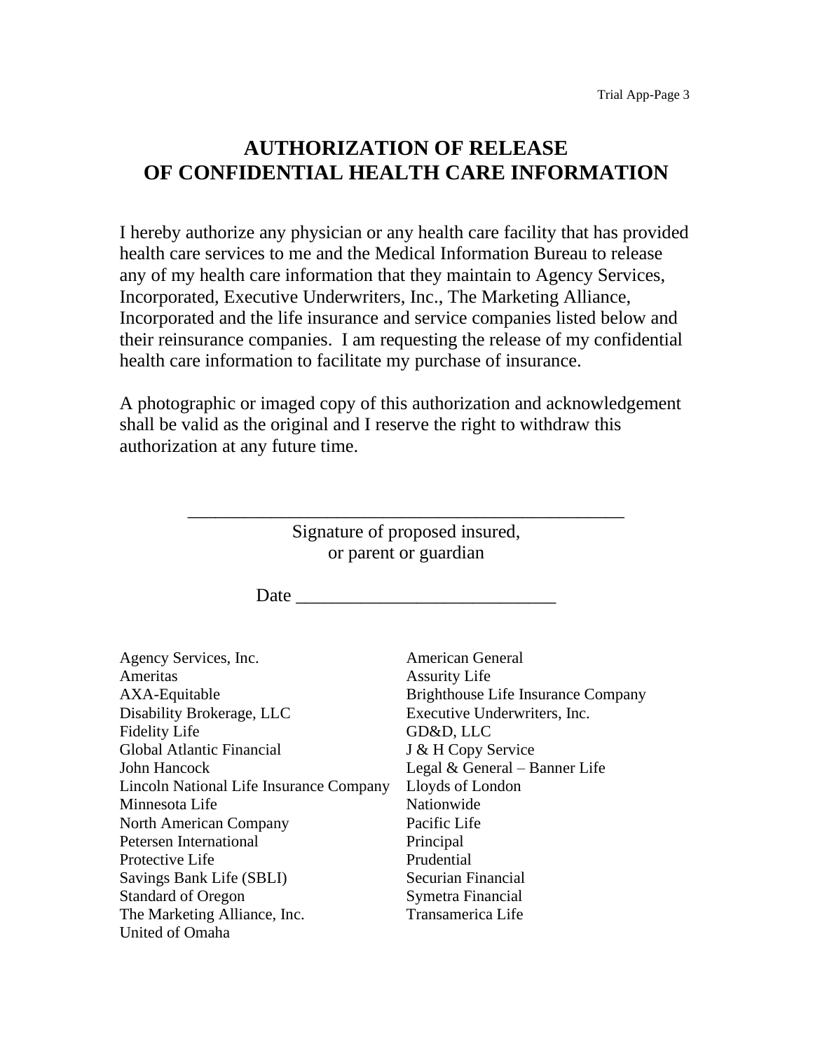# AUTHORIZATION OF RELEASE OF CONFIDENTIAL HEALTH CARE INFORMATION

I hereby authorize any physician or any health care facility that has provided health care services to me and the Medical Information Bureau to release any of my health care information that they maintain to Agency Services, Incorporated, Executive Underwriters, Inc., The Marketing Alliance, Incorporated and the life insurance and service companies listed below and their reinsurance companies. I am requesting the release of my confidential health care information to facilitate my purchase of insurance.

A photographic or imaged copy of this authorization and acknowledgement shall be valid as the original and I reserve the right to withdraw this authorization at any future time.

_______________________________________________
Signature of proposed insured,
or parent or guardian

Date ____________________________

Agency Services, Inc.
American General
Ameritas
Assurity Life
AXA-Equitable
Brighthouse Life Insurance Company
Disability Brokerage, LLC
Executive Underwriters, Inc.
Fidelity Life
GD&D, LLC
Global Atlantic Financial
J & H Copy Service
John Hancock
Legal & General – Banner Life
Lincoln National Life Insurance Company
Lloyds of London
Minnesota Life
Nationwide
North American Company
Pacific Life
Petersen International
Principal
Protective Life
Prudential
Savings Bank Life (SBLI)
Securian Financial
Standard of Oregon
Symetra Financial
The Marketing Alliance, Inc.
Transamerica Life
United of Omaha